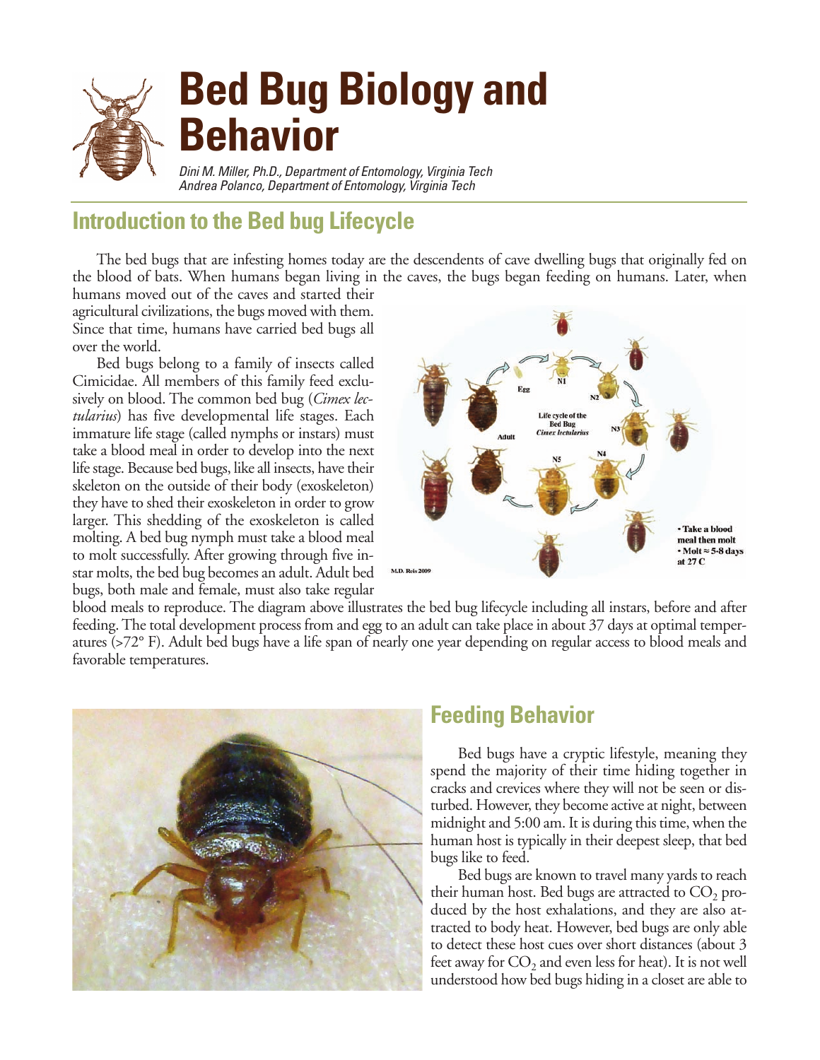# Bed Bug Biology and Behavior

*Dini M. Miller, Ph.D., Department of Entomology, Virginia Tech*
*Andrea Polanco, Department of Entomology, Virginia Tech*

## Introduction to the Bed bug Lifecycle

The bed bugs that are infesting homes today are the descendents of cave dwelling bugs that originally fed on the blood of bats. When humans began living in the caves, the bugs began feeding on humans. Later, when humans moved out of the caves and started their agricultural civilizations, the bugs moved with them. Since that time, humans have carried bed bugs all over the world.

Bed bugs belong to a family of insects called Cimicidae. All members of this family feed exclusively on blood. The common bed bug (*Cimex lectularius*) has five developmental life stages. Each immature life stage (called nymphs or instars) must take a blood meal in order to develop into the next life stage. Because bed bugs, like all insects, have their skeleton on the outside of their body (exoskeleton) they have to shed their exoskeleton in order to grow larger. This shedding of the exoskeleton is called molting. A bed bug nymph must take a blood meal to molt successfully. After growing through five instar molts, the bed bug becomes an adult. Adult bed bugs, both male and female, must also take regular blood meals to reproduce. The diagram above illustrates the bed bug lifecycle including all instars, before and after feeding. The total development process from and egg to an adult can take place in about 37 days at optimal temperatures (>72° F). Adult bed bugs have a life span of nearly one year depending on regular access to blood meals and favorable temperatures.

## Feeding Behavior

Bed bugs have a cryptic lifestyle, meaning they spend the majority of their time hiding together in cracks and crevices where they will not be seen or disturbed. However, they become active at night, between midnight and 5:00 am. It is during this time, when the human host is typically in their deepest sleep, that bed bugs like to feed.

Bed bugs are known to travel many yards to reach their human host. Bed bugs are attracted to $CO_2$ produced by the host exhalations, and they are also attracted to body heat. However, bed bugs are only able to detect these host cues over short distances (about 3 feet away for $CO_2$ and even less for heat). It is not well understood how bed bugs hiding in a closet are able to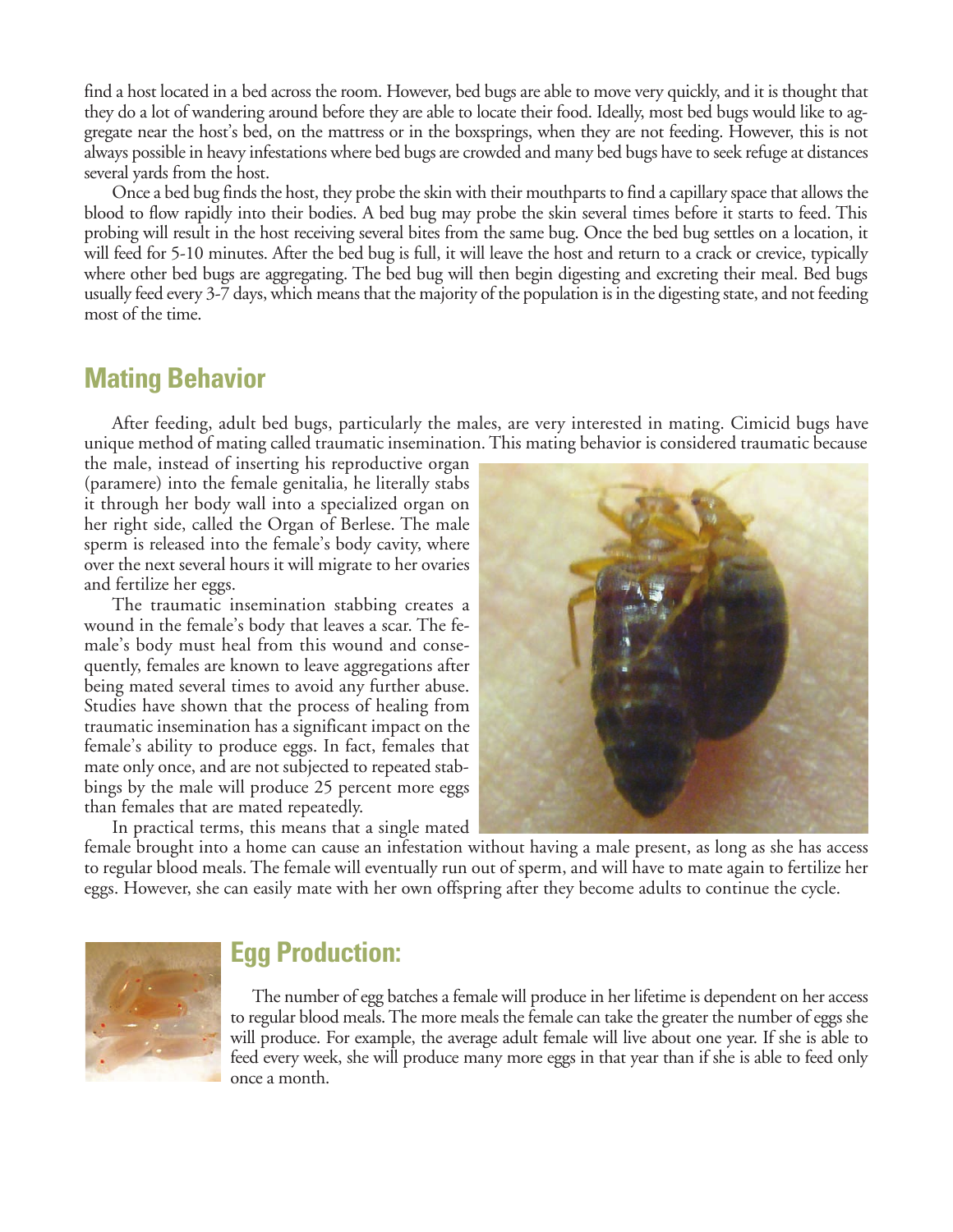find a host located in a bed across the room. However, bed bugs are able to move very quickly, and it is thought that they do a lot of wandering around before they are able to locate their food. Ideally, most bed bugs would like to aggregate near the host's bed, on the mattress or in the boxsprings, when they are not feeding. However, this is not always possible in heavy infestations where bed bugs are crowded and many bed bugs have to seek refuge at distances several yards from the host.

Once a bed bug finds the host, they probe the skin with their mouthparts to find a capillary space that allows the blood to flow rapidly into their bodies. A bed bug may probe the skin several times before it starts to feed. This probing will result in the host receiving several bites from the same bug. Once the bed bug settles on a location, it will feed for 5-10 minutes. After the bed bug is full, it will leave the host and return to a crack or crevice, typically where other bed bugs are aggregating. The bed bug will then begin digesting and excreting their meal. Bed bugs usually feed every 3-7 days, which means that the majority of the population is in the digesting state, and not feeding most of the time.

## Mating Behavior

After feeding, adult bed bugs, particularly the males, are very interested in mating. Cimicid bugs have unique method of mating called traumatic insemination. This mating behavior is considered traumatic because the male, instead of inserting his reproductive organ (paramere) into the female genitalia, he literally stabs it through her body wall into a specialized organ on her right side, called the Organ of Berlese. The male sperm is released into the female's body cavity, where over the next several hours it will migrate to her ovaries and fertilize her eggs.

The traumatic insemination stabbing creates a wound in the female's body that leaves a scar. The female's body must heal from this wound and consequently, females are known to leave aggregations after being mated several times to avoid any further abuse. Studies have shown that the process of healing from traumatic insemination has a significant impact on the female's ability to produce eggs. In fact, females that mate only once, and are not subjected to repeated stabbings by the male will produce 25 percent more eggs than females that are mated repeatedly.

In practical terms, this means that a single mated female brought into a home can cause an infestation without having a male present, as long as she has access to regular blood meals. The female will eventually run out of sperm, and will have to mate again to fertilize her eggs. However, she can easily mate with her own offspring after they become adults to continue the cycle.

## Egg Production:

The number of egg batches a female will produce in her lifetime is dependent on her access to regular blood meals. The more meals the female can take the greater the number of eggs she will produce. For example, the average adult female will live about one year. If she is able to feed every week, she will produce many more eggs in that year than if she is able to feed only once a month.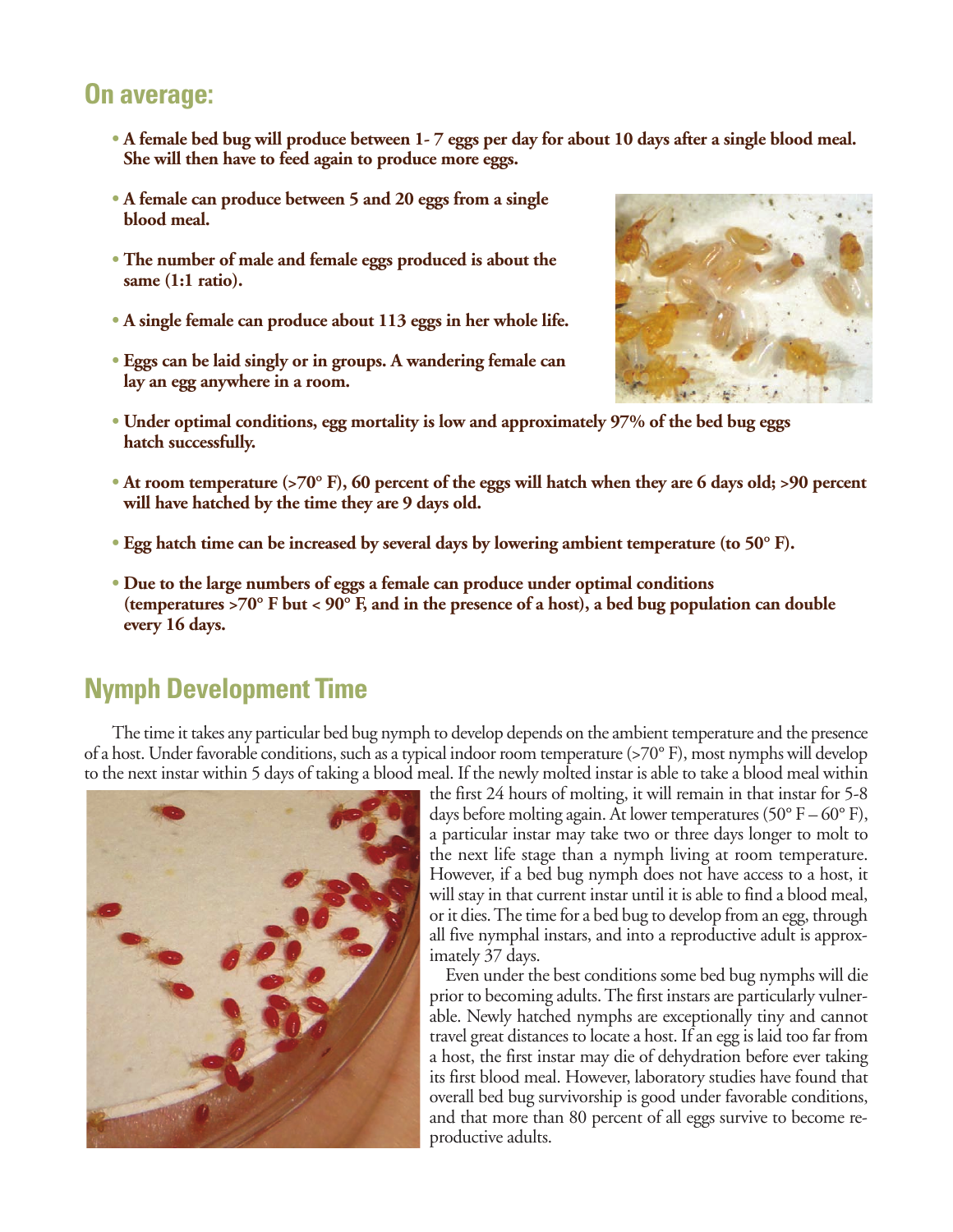## On average:

- **A female bed bug will produce between 1- 7 eggs per day for about 10 days after a single blood meal. She will then have to feed again to produce more eggs.**
- **A female can produce between 5 and 20 eggs from a single blood meal.**
- **The number of male and female eggs produced is about the same (1:1 ratio).**
- **A single female can produce about 113 eggs in her whole life.**
- **Eggs can be laid singly or in groups. A wandering female can lay an egg anywhere in a room.**
- **Under optimal conditions, egg mortality is low and approximately 97% of the bed bug eggs hatch successfully.**
- **At room temperature (>70° F), 60 percent of the eggs will hatch when they are 6 days old; >90 percent will have hatched by the time they are 9 days old.**
- **Egg hatch time can be increased by several days by lowering ambient temperature (to 50° F).**
- **Due to the large numbers of eggs a female can produce under optimal conditions (temperatures >70° F but < 90° F, and in the presence of a host), a bed bug population can double every 16 days.**

## Nymph Development Time

The time it takes any particular bed bug nymph to develop depends on the ambient temperature and the presence of a host. Under favorable conditions, such as a typical indoor room temperature (>70° F), most nymphs will develop to the next instar within 5 days of taking a blood meal. If the newly molted instar is able to take a blood meal within the first 24 hours of molting, it will remain in that instar for 5-8 days before molting again. At lower temperatures (50° F – 60° F), a particular instar may take two or three days longer to molt to the next life stage than a nymph living at room temperature. However, if a bed bug nymph does not have access to a host, it will stay in that current instar until it is able to find a blood meal, or it dies. The time for a bed bug to develop from an egg, through all five nymphal instars, and into a reproductive adult is approximately 37 days.

Even under the best conditions some bed bug nymphs will die prior to becoming adults. The first instars are particularly vulnerable. Newly hatched nymphs are exceptionally tiny and cannot travel great distances to locate a host. If an egg is laid too far from a host, the first instar may die of dehydration before ever taking its first blood meal. However, laboratory studies have found that overall bed bug survivorship is good under favorable conditions, and that more than 80 percent of all eggs survive to become reproductive adults.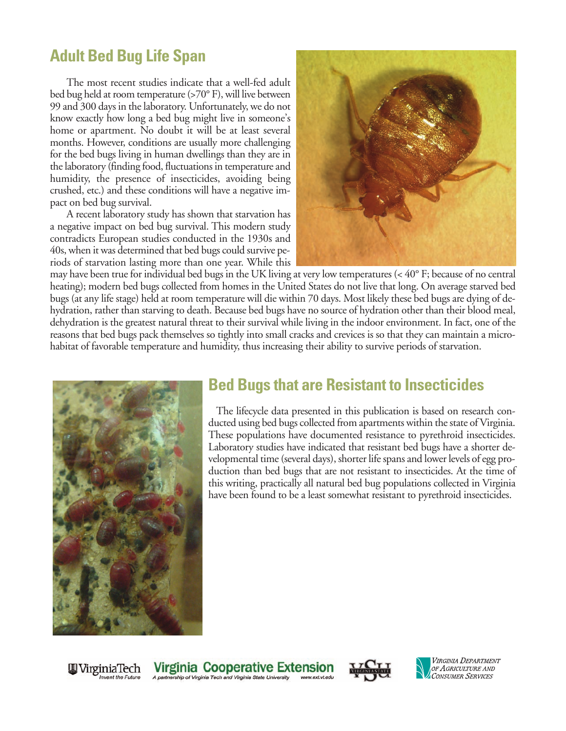## Adult Bed Bug Life Span

The most recent studies indicate that a well-fed adult bed bug held at room temperature (>70° F), will live between 99 and 300 days in the laboratory. Unfortunately, we do not know exactly how long a bed bug might live in someone's home or apartment. No doubt it will be at least several months. However, conditions are usually more challenging for the bed bugs living in human dwellings than they are in the laboratory (finding food, fluctuations in temperature and humidity, the presence of insecticides, avoiding being crushed, etc.) and these conditions will have a negative impact on bed bug survival.

A recent laboratory study has shown that starvation has a negative impact on bed bug survival. This modern study contradicts European studies conducted in the 1930s and 40s, when it was determined that bed bugs could survive periods of starvation lasting more than one year. While this may have been true for individual bed bugs in the UK living at very low temperatures (< 40° F; because of no central heating); modern bed bugs collected from homes in the United States do not live that long. On average starved bed bugs (at any life stage) held at room temperature will die within 70 days. Most likely these bed bugs are dying of dehydration, rather than starving to death. Because bed bugs have no source of hydration other than their blood meal, dehydration is the greatest natural threat to their survival while living in the indoor environment. In fact, one of the reasons that bed bugs pack themselves so tightly into small cracks and crevices is so that they can maintain a microhabitat of favorable temperature and humidity, thus increasing their ability to survive periods of starvation.

## Bed Bugs that are Resistant to Insecticides

The lifecycle data presented in this publication is based on research conducted using bed bugs collected from apartments within the state of Virginia. These populations have documented resistance to pyrethroid insecticides. Laboratory studies have indicated that resistant bed bugs have a shorter developmental time (several days), shorter life spans and lower levels of egg production than bed bugs that are not resistant to insecticides. At the time of this writing, practically all natural bed bug populations collected in Virginia have been found to be a least somewhat resistant to pyrethroid insecticides.